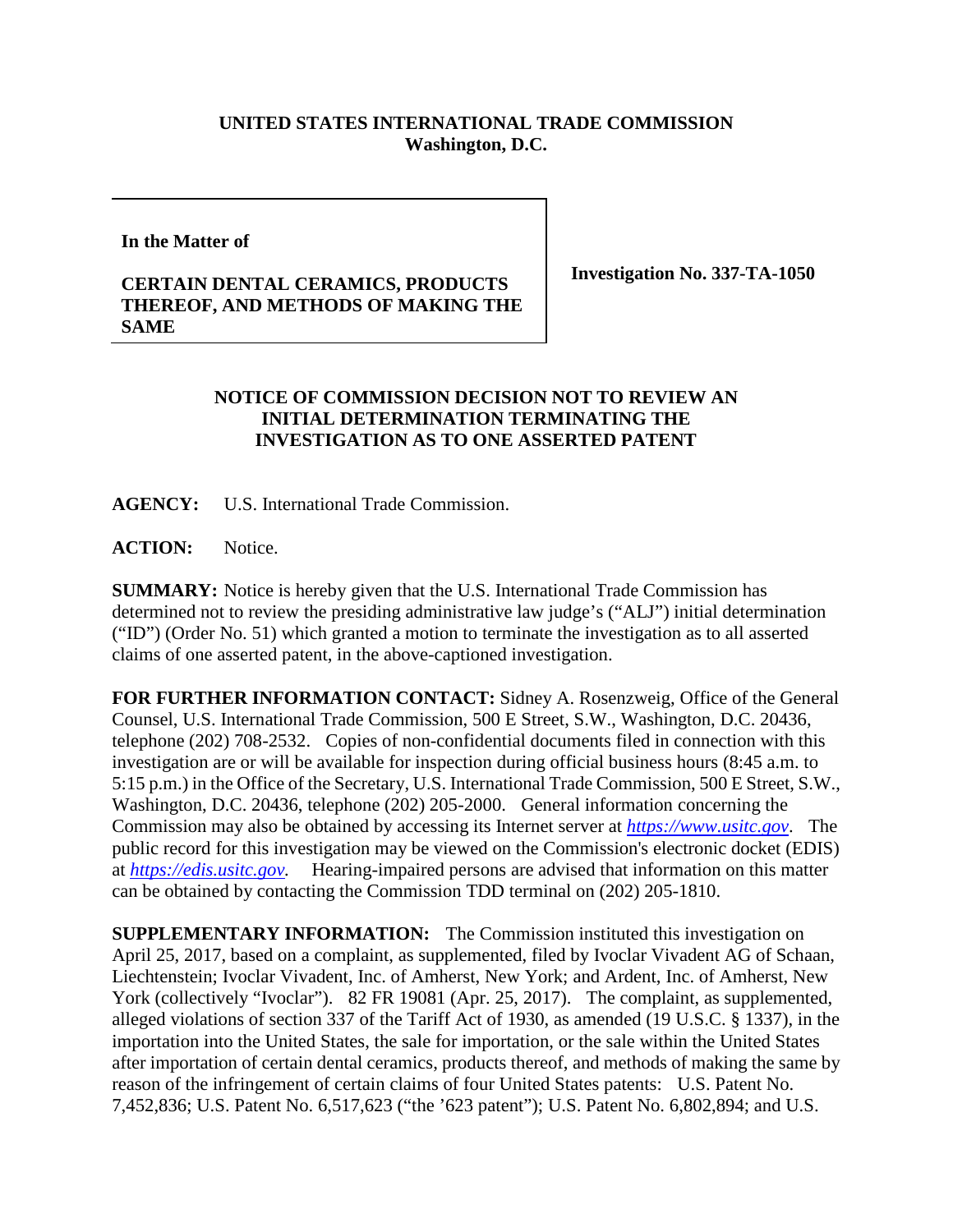**UNITED STATES INTERNATIONAL TRADE COMMISSION**
**Washington, D.C.**

| | |
|---|---|
| **In the Matter of**<br><br>**CERTAIN DENTAL CERAMICS, PRODUCTS THEREOF, AND METHODS OF MAKING THE SAME** | **Investigation No. 337-TA-1050** |

## NOTICE OF COMMISSION DECISION NOT TO REVIEW AN INITIAL DETERMINATION TERMINATING THE INVESTIGATION AS TO ONE ASSERTED PATENT

**AGENCY:** U.S. International Trade Commission.

**ACTION:** Notice.

**SUMMARY:** Notice is hereby given that the U.S. International Trade Commission has determined not to review the presiding administrative law judge's ("ALJ") initial determination ("ID") (Order No. 51) which granted a motion to terminate the investigation as to all asserted claims of one asserted patent, in the above-captioned investigation.

**FOR FURTHER INFORMATION CONTACT:** Sidney A. Rosenzweig, Office of the General Counsel, U.S. International Trade Commission, 500 E Street, S.W., Washington, D.C. 20436, telephone (202) 708-2532. Copies of non-confidential documents filed in connection with this investigation are or will be available for inspection during official business hours (8:45 a.m. to 5:15 p.m.) in the Office of the Secretary, U.S. International Trade Commission, 500 E Street, S.W., Washington, D.C. 20436, telephone (202) 205-2000. General information concerning the Commission may also be obtained by accessing its Internet server at *https://www.usitc.gov*. The public record for this investigation may be viewed on the Commission's electronic docket (EDIS) at *https://edis.usitc.gov*. Hearing-impaired persons are advised that information on this matter can be obtained by contacting the Commission TDD terminal on (202) 205-1810.

**SUPPLEMENTARY INFORMATION:** The Commission instituted this investigation on April 25, 2017, based on a complaint, as supplemented, filed by Ivoclar Vivadent AG of Schaan, Liechtenstein; Ivoclar Vivadent, Inc. of Amherst, New York; and Ardent, Inc. of Amherst, New York (collectively "Ivoclar"). 82 FR 19081 (Apr. 25, 2017). The complaint, as supplemented, alleged violations of section 337 of the Tariff Act of 1930, as amended (19 U.S.C. § 1337), in the importation into the United States, the sale for importation, or the sale within the United States after importation of certain dental ceramics, products thereof, and methods of making the same by reason of the infringement of certain claims of four United States patents: U.S. Patent No. 7,452,836; U.S. Patent No. 6,517,623 ("the '623 patent"); U.S. Patent No. 6,802,894; and U.S.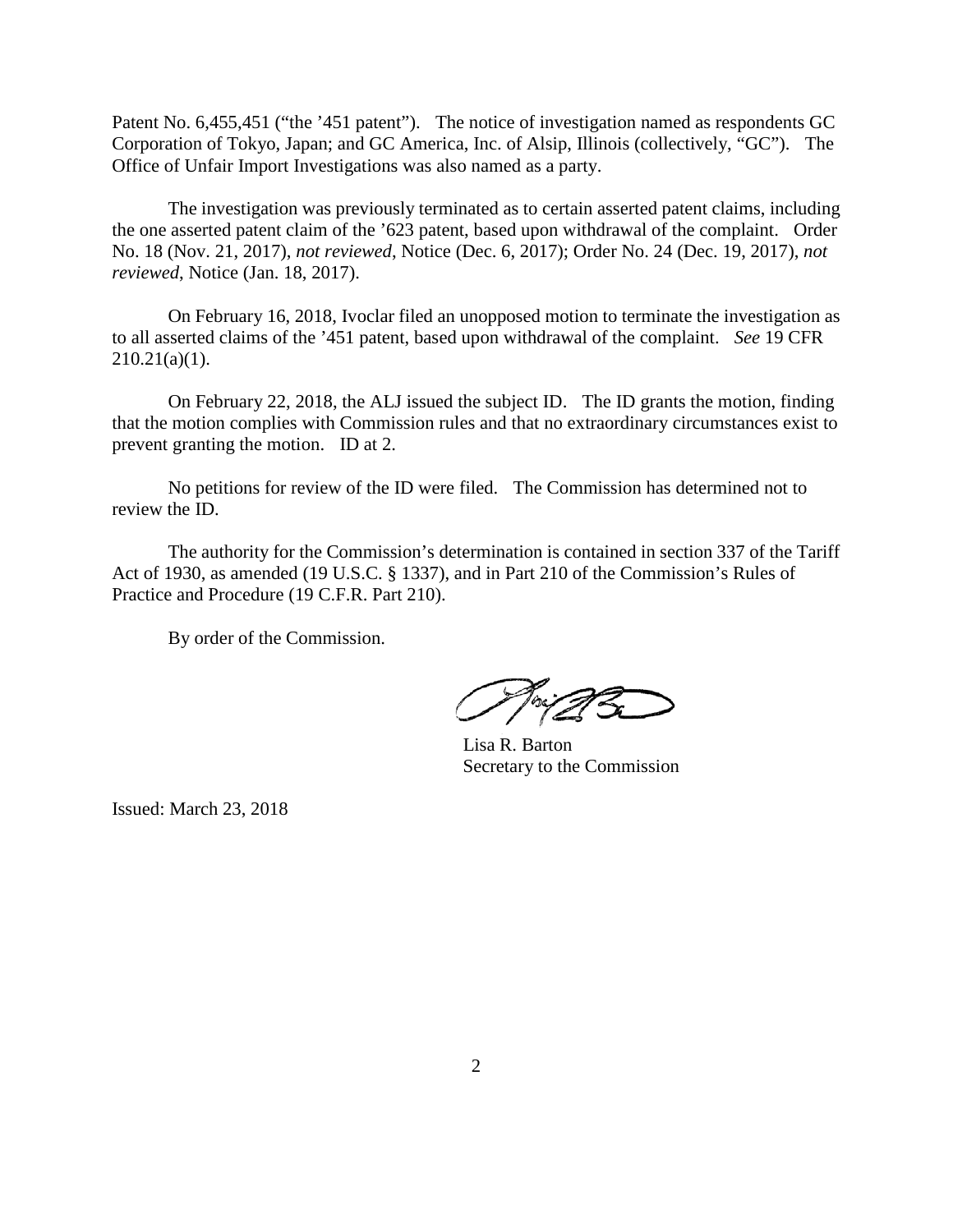Patent No. 6,455,451 ("the '451 patent"). The notice of investigation named as respondents GC Corporation of Tokyo, Japan; and GC America, Inc. of Alsip, Illinois (collectively, "GC"). The Office of Unfair Import Investigations was also named as a party.

The investigation was previously terminated as to certain asserted patent claims, including the one asserted patent claim of the '623 patent, based upon withdrawal of the complaint. Order No. 18 (Nov. 21, 2017), *not reviewed*, Notice (Dec. 6, 2017); Order No. 24 (Dec. 19, 2017), *not reviewed*, Notice (Jan. 18, 2017).

On February 16, 2018, Ivoclar filed an unopposed motion to terminate the investigation as to all asserted claims of the '451 patent, based upon withdrawal of the complaint. *See* 19 CFR 210.21(a)(1).

On February 22, 2018, the ALJ issued the subject ID. The ID grants the motion, finding that the motion complies with Commission rules and that no extraordinary circumstances exist to prevent granting the motion. ID at 2.

No petitions for review of the ID were filed. The Commission has determined not to review the ID.

The authority for the Commission's determination is contained in section 337 of the Tariff Act of 1930, as amended (19 U.S.C. § 1337), and in Part 210 of the Commission's Rules of Practice and Procedure (19 C.F.R. Part 210).

By order of the Commission.

Lisa R. Barton
Secretary to the Commission

Issued: March 23, 2018